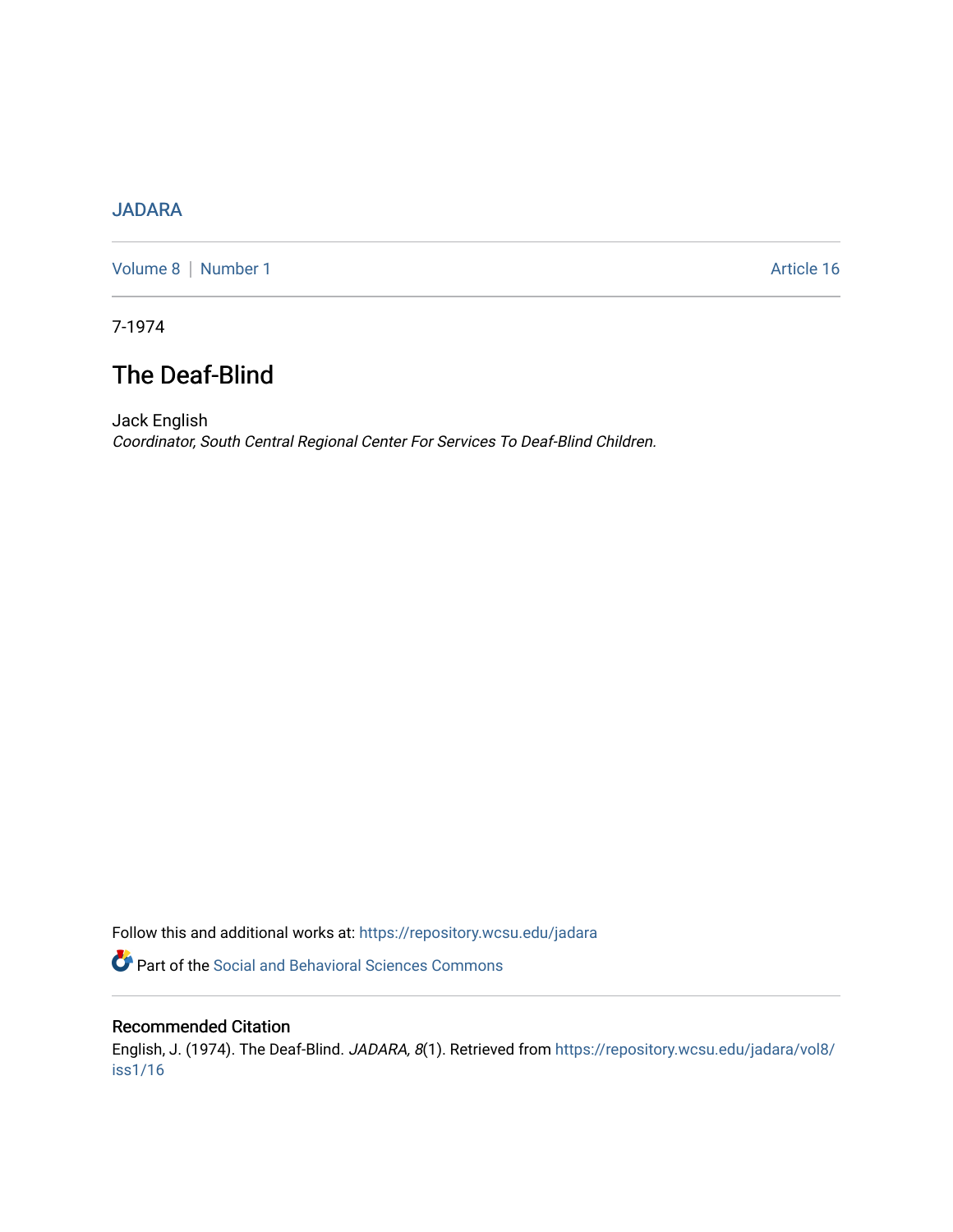JADARA

Volume 8 | Number 1 Article 16

7-1974

# The Deaf-Blind

Jack English

*Coordinator, South Central Regional Center For Services To Deaf-Blind Children.*

Follow this and additional works at: https://repository.wcsu.edu/jadara

Part of the Social and Behavioral Sciences Commons

## Recommended Citation

English, J. (1974). The Deaf-Blind. *JADARA, 8*(1). Retrieved from https://repository.wcsu.edu/jadara/vol8/iss1/16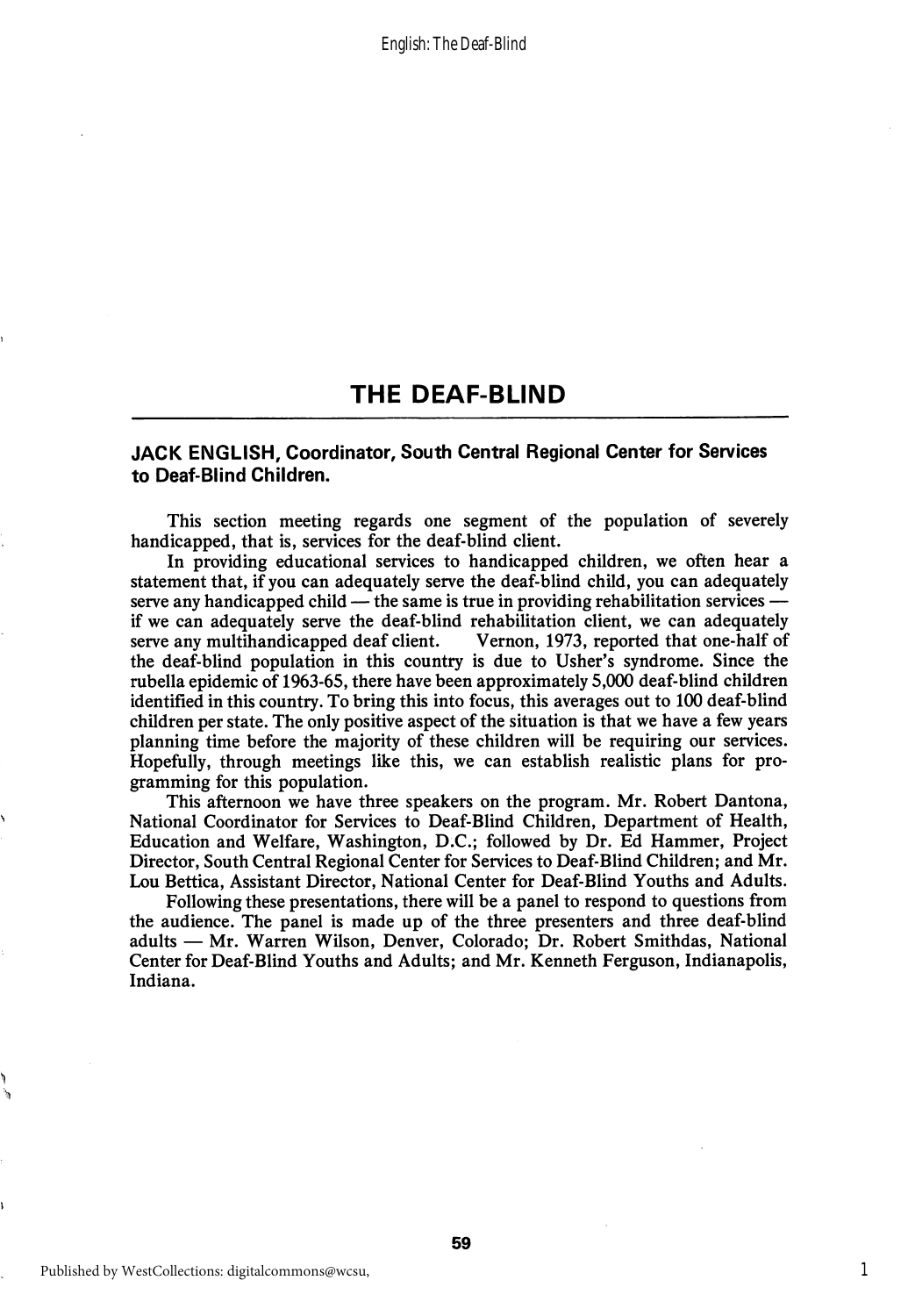# THE DEAF-BLIND

**JACK ENGLISH, Coordinator, South Central Regional Center for Services to Deaf-Blind Children.**

This section meeting regards one segment of the population of severely handicapped, that is, services for the deaf-blind client.

In providing educational services to handicapped children, we often hear a statement that, if you can adequately serve the deaf-blind child, you can adequately serve any handicapped child — the same is true in providing rehabilitation services — if we can adequately serve the deaf-blind rehabilitation client, we can adequately serve any multihandicapped deaf client. Vernon, 1973, reported that one-half of the deaf-blind population in this country is due to Usher's syndrome. Since the rubella epidemic of 1963-65, there have been approximately 5,000 deaf-blind children identified in this country. To bring this into focus, this averages out to 100 deaf-blind children per state. The only positive aspect of the situation is that we have a few years planning time before the majority of these children will be requiring our services. Hopefully, through meetings like this, we can establish realistic plans for programming for this population.

This afternoon we have three speakers on the program. Mr. Robert Dantona, National Coordinator for Services to Deaf-Blind Children, Department of Health, Education and Welfare, Washington, D.C.; followed by Dr. Ed Hammer, Project Director, South Central Regional Center for Services to Deaf-Blind Children; and Mr. Lou Bettica, Assistant Director, National Center for Deaf-Blind Youths and Adults.

Following these presentations, there will be a panel to respond to questions from the audience. The panel is made up of the three presenters and three deaf-blind adults — Mr. Warren Wilson, Denver, Colorado; Dr. Robert Smithdas, National Center for Deaf-Blind Youths and Adults; and Mr. Kenneth Ferguson, Indianapolis, Indiana.